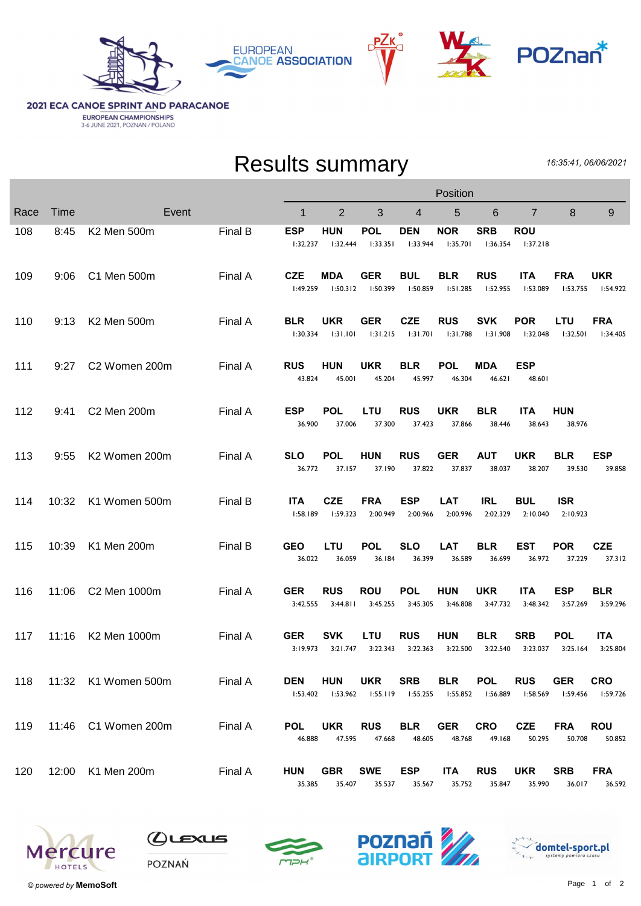**2021 ECA CANOE SPRINT AND PARACANOE**

EUROPEAN CHAMPIONSHIPS
3-6 JUNE 2021, POZNAN / POLAND

# Results summary

*16:35:41, 06/06/2021*

| Race | Time | Event | | 1 | 2 | 3 | 4 | 5 | 6 | 7 | 8 | 9 |
|---|---|---|---|---|---|---|---|---|---|---|---|---|
| 108 | 8:45 | K2 Men 500m | Final B | **ESP** 1:32.237 | **HUN** 1:32.444 | **POL** 1:33.351 | **DEN** 1:33.944 | **NOR** 1:35.701 | **SRB** 1:36.354 | **ROU** 1:37.218 | | |
| 109 | 9:06 | C1 Men 500m | Final A | **CZE** 1:49.259 | **MDA** 1:50.312 | **GER** 1:50.399 | **BUL** 1:50.859 | **BLR** 1:51.285 | **RUS** 1:52.955 | **ITA** 1:53.089 | **FRA** 1:53.755 | **UKR** 1:54.922 |
| 110 | 9:13 | K2 Men 500m | Final A | **BLR** 1:30.334 | **UKR** 1:31.101 | **GER** 1:31.215 | **CZE** 1:31.701 | **RUS** 1:31.788 | **SVK** 1:31.908 | **POR** 1:32.048 | **LTU** 1:32.501 | **FRA** 1:34.405 |
| 111 | 9:27 | C2 Women 200m | Final A | **RUS** 43.824 | **HUN** 45.001 | **UKR** 45.204 | **BLR** 45.997 | **POL** 46.304 | **MDA** 46.621 | **ESP** 48.601 | | |
| 112 | 9:41 | C2 Men 200m | Final A | **ESP** 36.900 | **POL** 37.006 | **LTU** 37.300 | **RUS** 37.423 | **UKR** 37.866 | **BLR** 38.446 | **ITA** 38.643 | **HUN** 38.976 | |
| 113 | 9:55 | K2 Women 200m | Final A | **SLO** 36.772 | **POL** 37.157 | **HUN** 37.190 | **RUS** 37.822 | **GER** 37.837 | **AUT** 38.037 | **UKR** 38.207 | **BLR** 39.530 | **ESP** 39.858 |
| 114 | 10:32 | K1 Women 500m | Final B | **ITA** 1:58.189 | **CZE** 1:59.323 | **FRA** 2:00.949 | **ESP** 2:00.966 | **LAT** 2:00.996 | **IRL** 2:02.329 | **BUL** 2:10.040 | **ISR** 2:10.923 | |
| 115 | 10:39 | K1 Men 200m | Final B | **GEO** 36.022 | **LTU** 36.059 | **POL** 36.184 | **SLO** 36.399 | **LAT** 36.589 | **BLR** 36.699 | **EST** 36.972 | **POR** 37.229 | **CZE** 37.312 |
| 116 | 11:06 | C2 Men 1000m | Final A | **GER** 3:42.555 | **RUS** 3:44.811 | **ROU** 3:45.255 | **POL** 3:45.305 | **HUN** 3:46.808 | **UKR** 3:47.732 | **ITA** 3:48.342 | **ESP** 3:57.269 | **BLR** 3:59.296 |
| 117 | 11:16 | K2 Men 1000m | Final A | **GER** 3:19.973 | **SVK** 3:21.747 | **LTU** 3:22.343 | **RUS** 3:22.363 | **HUN** 3:22.500 | **BLR** 3:22.540 | **SRB** 3:23.037 | **POL** 3:25.164 | **ITA** 3:25.804 |
| 118 | 11:32 | K1 Women 500m | Final A | **DEN** 1:53.402 | **HUN** 1:53.962 | **UKR** 1:55.119 | **SRB** 1:55.255 | **BLR** 1:55.852 | **POL** 1:56.889 | **RUS** 1:58.569 | **GER** 1:59.456 | **CRO** 1:59.726 |
| 119 | 11:46 | C1 Women 200m | Final A | **POL** 46.888 | **UKR** 47.595 | **RUS** 47.668 | **BLR** 48.605 | **GER** 48.768 | **CRO** 49.168 | **CZE** 50.295 | **FRA** 50.708 | **ROU** 50.852 |
| 120 | 12:00 | K1 Men 200m | Final A | **HUN** 35.385 | **GBR** 35.407 | **SWE** 35.537 | **ESP** 35.567 | **ITA** 35.752 | **RUS** 35.847 | **UKR** 35.990 | **SRB** 36.017 | **FRA** 36.592 |

© *powered by* **MemoSoft**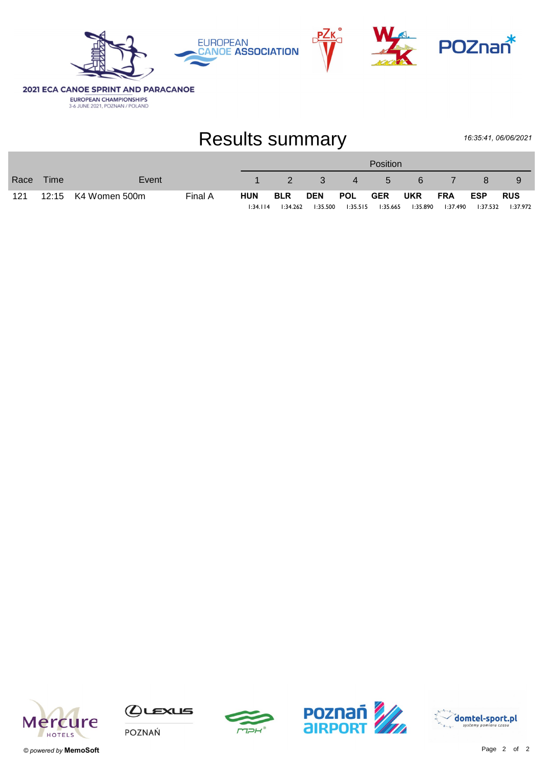2021 ECA CANOE SPRINT AND PARACANOE

EUROPEAN CHAMPIONSHIPS
3-6 JUNE 2021, POZNAN / POLAND

# Results summary

*16:35:41, 06/06/2021*

| | | | | Position | | | | | | | | |
|---|---|---|---|---|---|---|---|---|---|---|---|---|
| Race | Time | Event | | 1 | 2 | 3 | 4 | 5 | 6 | 7 | 8 | 9 |
| 121 | 12:15 | K4 Women 500m | Final A | **HUN** 1:34.114 | **BLR** 1:34.262 | **DEN** 1:35.500 | **POL** 1:35.515 | **GER** 1:35.665 | **UKR** 1:35.890 | **FRA** 1:37.490 | **ESP** 1:37.532 | **RUS** 1:37.972 |

*© powered by* **MemoSoft**